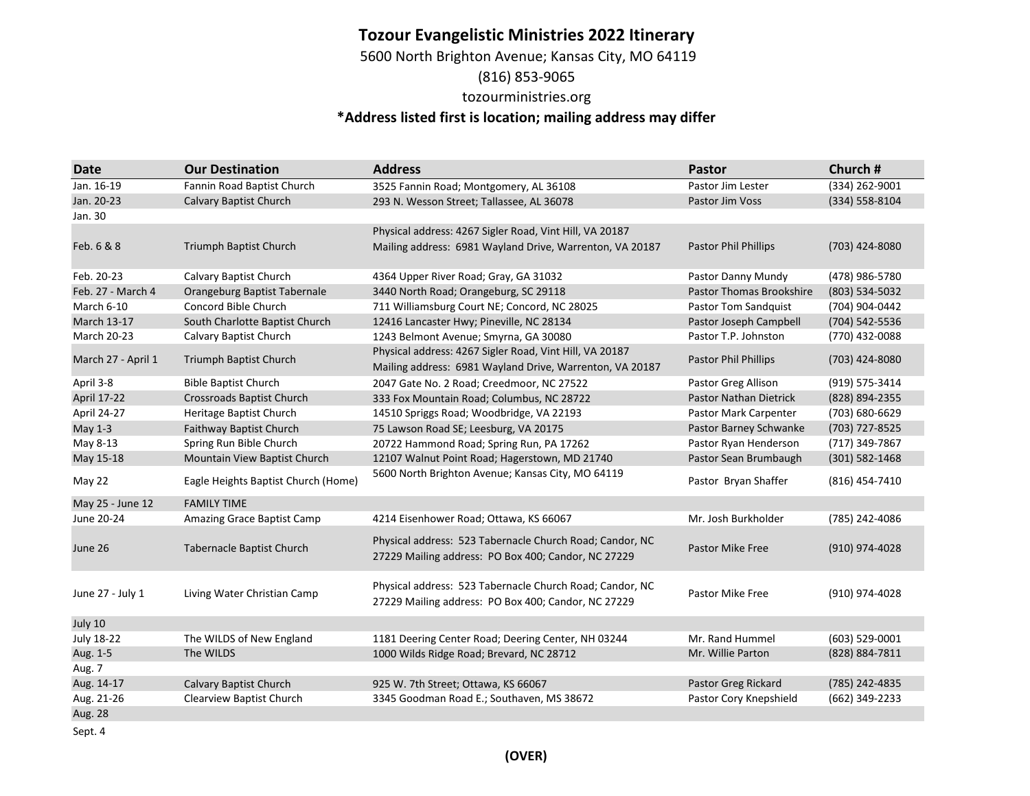# Tozour Evangelistic Ministries 2022 Itinerary

5600 North Brighton Avenue; Kansas City, MO 64119

(816) 853-9065

tozourministries.org

**\*Address listed first is location; mailing address may differ**

| Date | Our Destination | Address | Pastor | Church # |
|---|---|---|---|---|
| Jan. 16-19 | Fannin Road Baptist Church | 3525 Fannin Road; Montgomery, AL 36108 | Pastor Jim Lester | (334) 262-9001 |
| Jan. 20-23 | Calvary Baptist Church | 293 N. Wesson Street; Tallassee, AL 36078 | Pastor Jim Voss | (334) 558-8104 |
| Jan. 30 | | | | |
| Feb. 6 & 8 | Triumph Baptist Church | Physical address: 4267 Sigler Road, Vint Hill, VA 20187<br>Mailing address: 6981 Wayland Drive, Warrenton, VA 20187 | Pastor Phil Phillips | (703) 424-8080 |
| Feb. 20-23 | Calvary Baptist Church | 4364 Upper River Road; Gray, GA 31032 | Pastor Danny Mundy | (478) 986-5780 |
| Feb. 27 - March 4 | Orangeburg Baptist Tabernale | 3440 North Road; Orangeburg, SC 29118 | Pastor Thomas Brookshire | (803) 534-5032 |
| March 6-10 | Concord Bible Church | 711 Williamsburg Court NE; Concord, NC 28025 | Pastor Tom Sandquist | (704) 904-0442 |
| March 13-17 | South Charlotte Baptist Church | 12416 Lancaster Hwy; Pineville, NC 28134 | Pastor Joseph Campbell | (704) 542-5536 |
| March 20-23 | Calvary Baptist Church | 1243 Belmont Avenue; Smyrna, GA 30080 | Pastor T.P. Johnston | (770) 432-0088 |
| March 27 - April 1 | Triumph Baptist Church | Physical address: 4267 Sigler Road, Vint Hill, VA 20187<br>Mailing address: 6981 Wayland Drive, Warrenton, VA 20187 | Pastor Phil Phillips | (703) 424-8080 |
| April 3-8 | Bible Baptist Church | 2047 Gate No. 2 Road; Creedmoor, NC 27522 | Pastor Greg Allison | (919) 575-3414 |
| April 17-22 | Crossroads Baptist Church | 333 Fox Mountain Road; Columbus, NC 28722 | Pastor Nathan Dietrick | (828) 894-2355 |
| April 24-27 | Heritage Baptist Church | 14510 Spriggs Road; Woodbridge, VA 22193 | Pastor Mark Carpenter | (703) 680-6629 |
| May 1-3 | Faithway Baptist Church | 75 Lawson Road SE; Leesburg, VA 20175 | Pastor Barney Schwanke | (703) 727-8525 |
| May 8-13 | Spring Run Bible Church | 20722 Hammond Road; Spring Run, PA 17262 | Pastor Ryan Henderson | (717) 349-7867 |
| May 15-18 | Mountain View Baptist Church | 12107 Walnut Point Road; Hagerstown, MD 21740 | Pastor Sean Brumbaugh | (301) 582-1468 |
| May 22 | Eagle Heights Baptist Church (Home) | 5600 North Brighton Avenue; Kansas City, MO 64119 | Pastor Bryan Shaffer | (816) 454-7410 |
| May 25 - June 12 | FAMILY TIME | | | |
| June 20-24 | Amazing Grace Baptist Camp | 4214 Eisenhower Road; Ottawa, KS 66067 | Mr. Josh Burkholder | (785) 242-4086 |
| June 26 | Tabernacle Baptist Church | Physical address: 523 Tabernacle Church Road; Candor, NC 27229 Mailing address: PO Box 400; Candor, NC 27229 | Pastor Mike Free | (910) 974-4028 |
| June 27 - July 1 | Living Water Christian Camp | Physical address: 523 Tabernacle Church Road; Candor, NC 27229 Mailing address: PO Box 400; Candor, NC 27229 | Pastor Mike Free | (910) 974-4028 |
| July 10 | | | | |
| July 18-22 | The WILDS of New England | 1181 Deering Center Road; Deering Center, NH 03244 | Mr. Rand Hummel | (603) 529-0001 |
| Aug. 1-5 | The WILDS | 1000 Wilds Ridge Road; Brevard, NC 28712 | Mr. Willie Parton | (828) 884-7811 |
| Aug. 7 | | | | |
| Aug. 14-17 | Calvary Baptist Church | 925 W. 7th Street; Ottawa, KS 66067 | Pastor Greg Rickard | (785) 242-4835 |
| Aug. 21-26 | Clearview Baptist Church | 3345 Goodman Road E.; Southaven, MS 38672 | Pastor Cory Knepshield | (662) 349-2233 |
| Aug. 28 | | | | |
| Sept. 4 | | | | |

**(OVER)**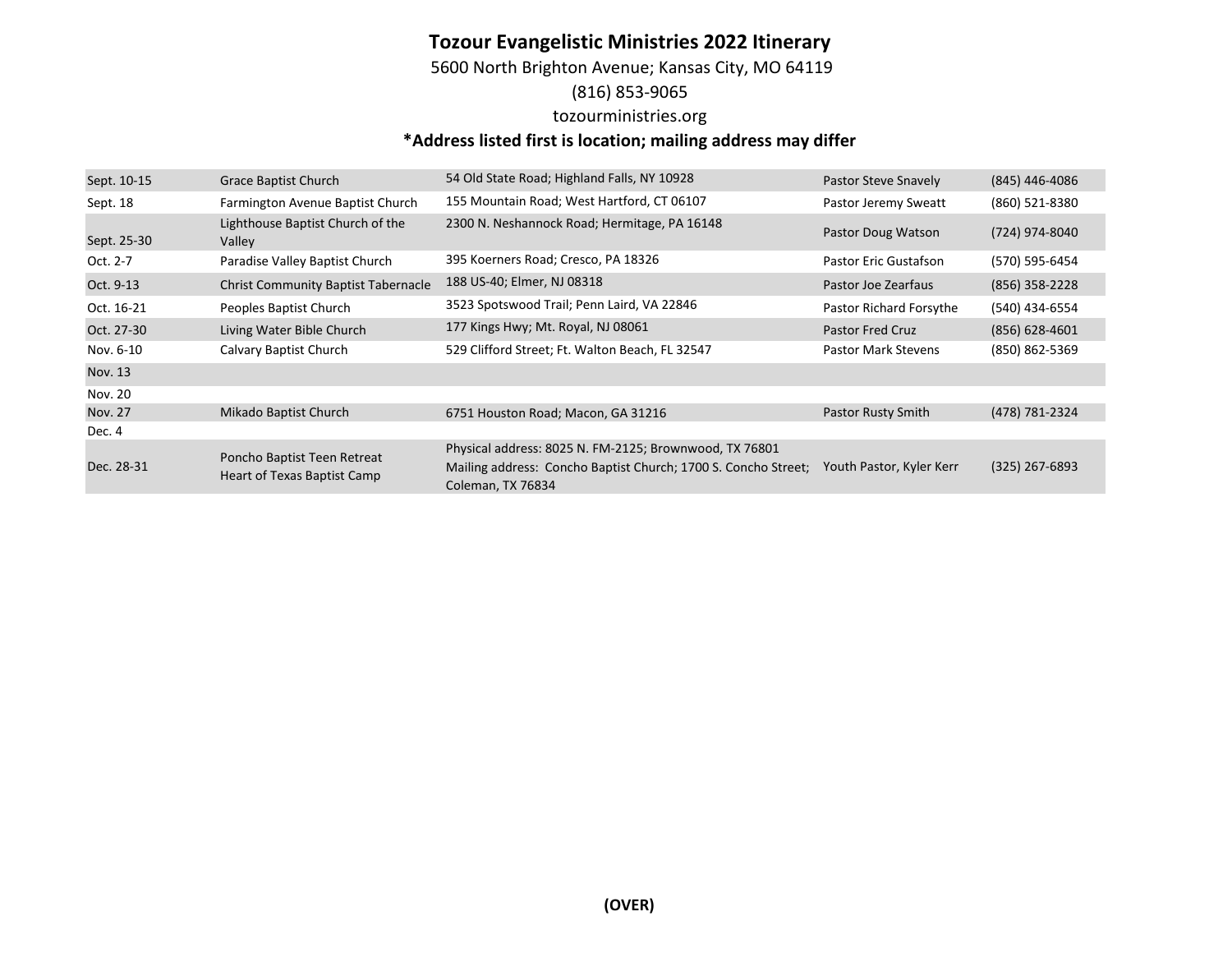# Tozour Evangelistic Ministries 2022 Itinerary

5600 North Brighton Avenue; Kansas City, MO 64119

(816) 853-9065

tozourministries.org

**\*Address listed first is location; mailing address may differ**

| | | | | |
|---|---|---|---|---|
| Sept. 10-15 | Grace Baptist Church | 54 Old State Road; Highland Falls, NY 10928 | Pastor Steve Snavely | (845) 446-4086 |
| Sept. 18 | Farmington Avenue Baptist Church | 155 Mountain Road; West Hartford, CT 06107 | Pastor Jeremy Sweatt | (860) 521-8380 |
| Sept. 25-30 | Lighthouse Baptist Church of the Valley | 2300 N. Neshannock Road; Hermitage, PA 16148 | Pastor Doug Watson | (724) 974-8040 |
| Oct. 2-7 | Paradise Valley Baptist Church | 395 Koerners Road; Cresco, PA 18326 | Pastor Eric Gustafson | (570) 595-6454 |
| Oct. 9-13 | Christ Community Baptist Tabernacle | 188 US-40; Elmer, NJ 08318 | Pastor Joe Zearfaus | (856) 358-2228 |
| Oct. 16-21 | Peoples Baptist Church | 3523 Spotswood Trail; Penn Laird, VA 22846 | Pastor Richard Forsythe | (540) 434-6554 |
| Oct. 27-30 | Living Water Bible Church | 177 Kings Hwy; Mt. Royal, NJ 08061 | Pastor Fred Cruz | (856) 628-4601 |
| Nov. 6-10 | Calvary Baptist Church | 529 Clifford Street; Ft. Walton Beach, FL 32547 | Pastor Mark Stevens | (850) 862-5369 |
| Nov. 13 | | | | |
| Nov. 20 | | | | |
| Nov. 27 | Mikado Baptist Church | 6751 Houston Road; Macon, GA 31216 | Pastor Rusty Smith | (478) 781-2324 |
| Dec. 4 | | | | |
| Dec. 28-31 | Poncho Baptist Teen Retreat Heart of Texas Baptist Camp | Physical address: 8025 N. FM-2125; Brownwood, TX 76801 Mailing address: Concho Baptist Church; 1700 S. Concho Street; Coleman, TX 76834 | Youth Pastor, Kyler Kerr | (325) 267-6893 |

**(OVER)**